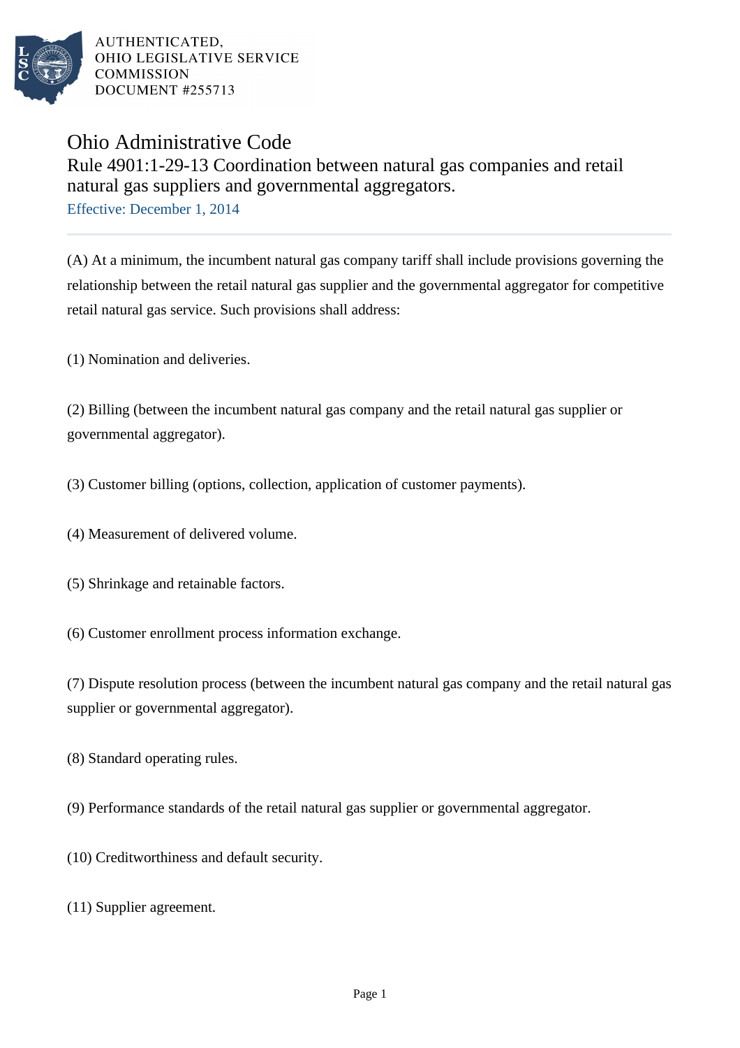AUTHENTICATED,
OHIO LEGISLATIVE SERVICE
COMMISSION
DOCUMENT #255713

# Ohio Administrative Code

## Rule 4901:1-29-13 Coordination between natural gas companies and retail natural gas suppliers and governmental aggregators.

Effective: December 1, 2014

(A) At a minimum, the incumbent natural gas company tariff shall include provisions governing the relationship between the retail natural gas supplier and the governmental aggregator for competitive retail natural gas service. Such provisions shall address:

(1) Nomination and deliveries.

(2) Billing (between the incumbent natural gas company and the retail natural gas supplier or governmental aggregator).

(3) Customer billing (options, collection, application of customer payments).

(4) Measurement of delivered volume.

(5) Shrinkage and retainable factors.

(6) Customer enrollment process information exchange.

(7) Dispute resolution process (between the incumbent natural gas company and the retail natural gas supplier or governmental aggregator).

(8) Standard operating rules.

(9) Performance standards of the retail natural gas supplier or governmental aggregator.

(10) Creditworthiness and default security.

(11) Supplier agreement.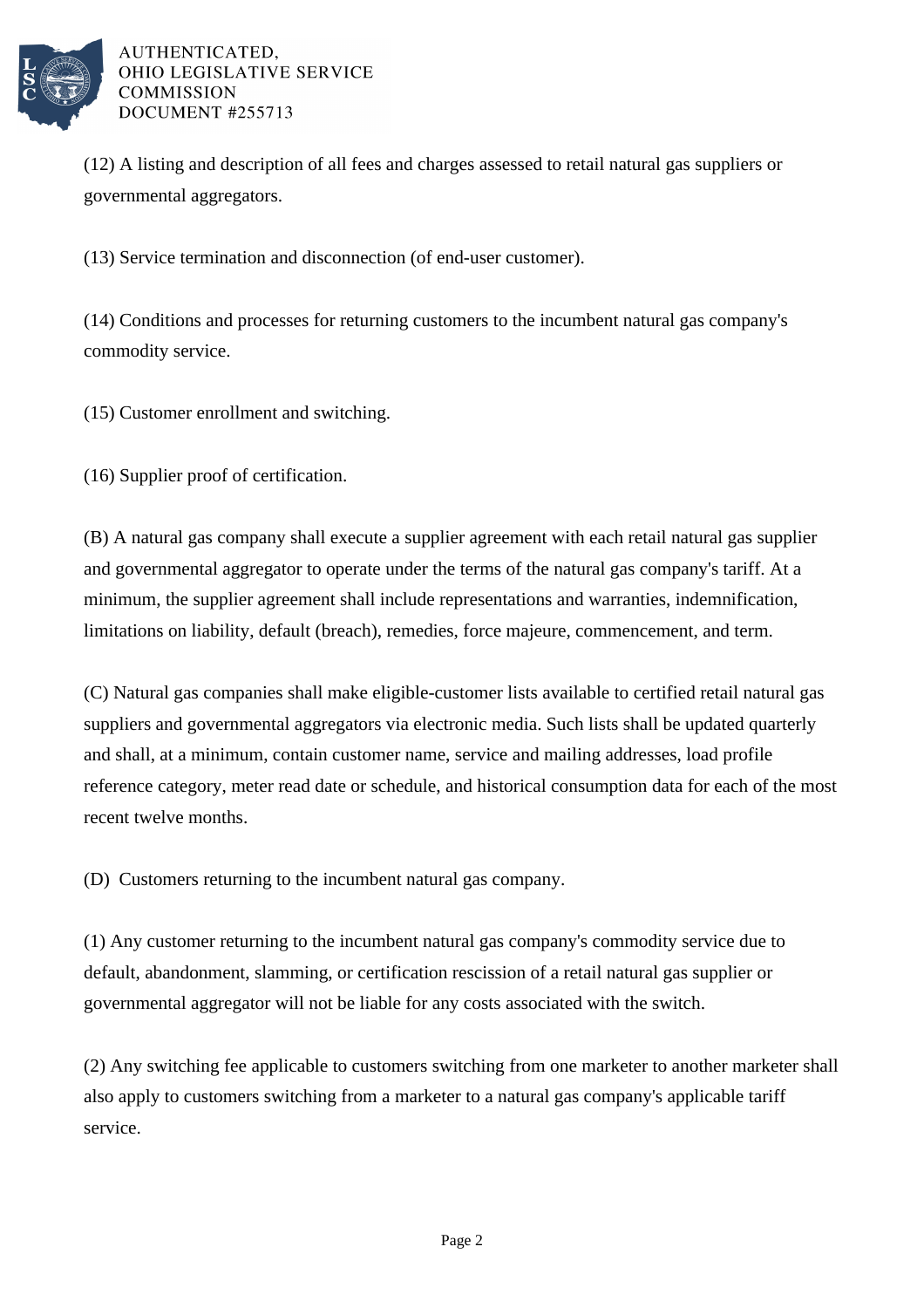(12) A listing and description of all fees and charges assessed to retail natural gas suppliers or governmental aggregators.

(13) Service termination and disconnection (of end-user customer).

(14) Conditions and processes for returning customers to the incumbent natural gas company's commodity service.

(15) Customer enrollment and switching.

(16) Supplier proof of certification.

(B) A natural gas company shall execute a supplier agreement with each retail natural gas supplier and governmental aggregator to operate under the terms of the natural gas company's tariff. At a minimum, the supplier agreement shall include representations and warranties, indemnification, limitations on liability, default (breach), remedies, force majeure, commencement, and term.

(C) Natural gas companies shall make eligible-customer lists available to certified retail natural gas suppliers and governmental aggregators via electronic media. Such lists shall be updated quarterly and shall, at a minimum, contain customer name, service and mailing addresses, load profile reference category, meter read date or schedule, and historical consumption data for each of the most recent twelve months.

(D) Customers returning to the incumbent natural gas company.

(1) Any customer returning to the incumbent natural gas company's commodity service due to default, abandonment, slamming, or certification rescission of a retail natural gas supplier or governmental aggregator will not be liable for any costs associated with the switch.

(2) Any switching fee applicable to customers switching from one marketer to another marketer shall also apply to customers switching from a marketer to a natural gas company's applicable tariff service.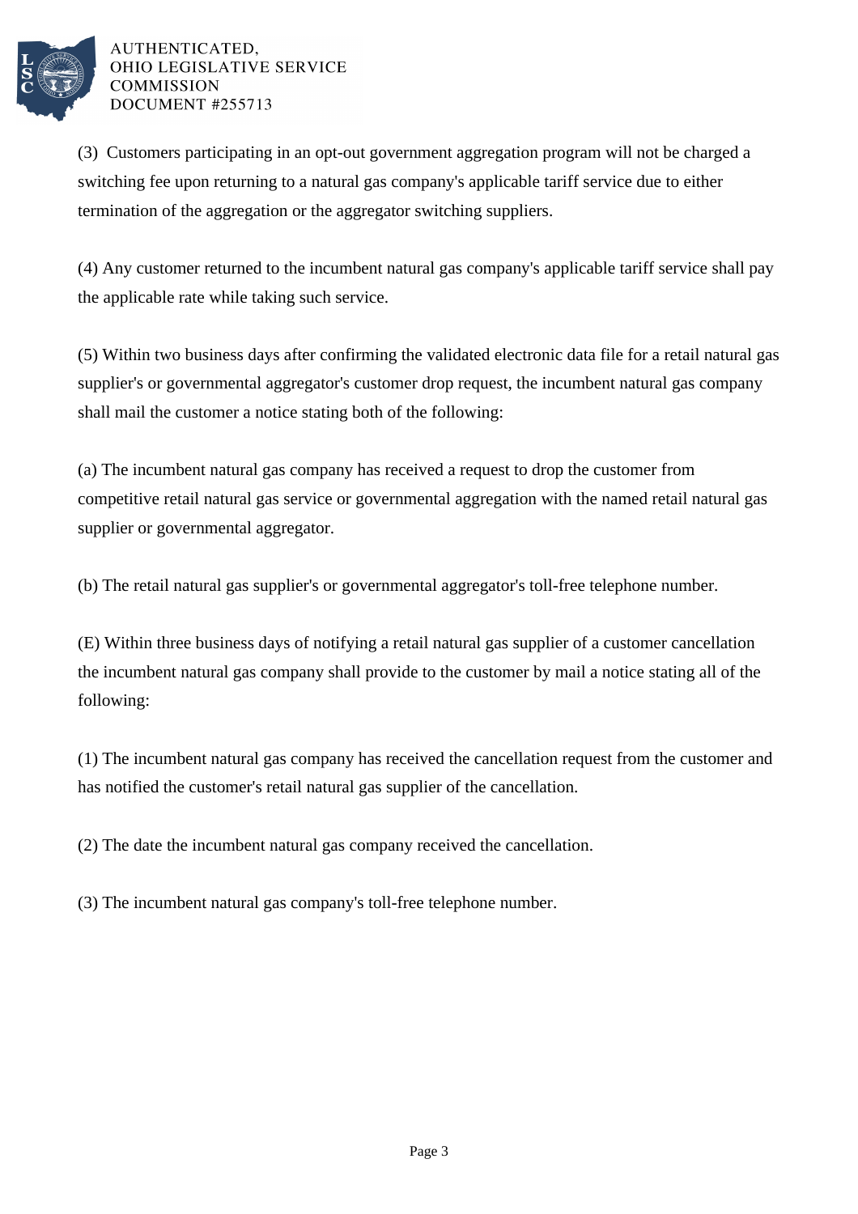(3) Customers participating in an opt-out government aggregation program will not be charged a switching fee upon returning to a natural gas company's applicable tariff service due to either termination of the aggregation or the aggregator switching suppliers.

(4) Any customer returned to the incumbent natural gas company's applicable tariff service shall pay the applicable rate while taking such service.

(5) Within two business days after confirming the validated electronic data file for a retail natural gas supplier's or governmental aggregator's customer drop request, the incumbent natural gas company shall mail the customer a notice stating both of the following:

(a) The incumbent natural gas company has received a request to drop the customer from competitive retail natural gas service or governmental aggregation with the named retail natural gas supplier or governmental aggregator.

(b) The retail natural gas supplier's or governmental aggregator's toll-free telephone number.

(E) Within three business days of notifying a retail natural gas supplier of a customer cancellation the incumbent natural gas company shall provide to the customer by mail a notice stating all of the following:

(1) The incumbent natural gas company has received the cancellation request from the customer and has notified the customer's retail natural gas supplier of the cancellation.

(2) The date the incumbent natural gas company received the cancellation.

(3) The incumbent natural gas company's toll-free telephone number.